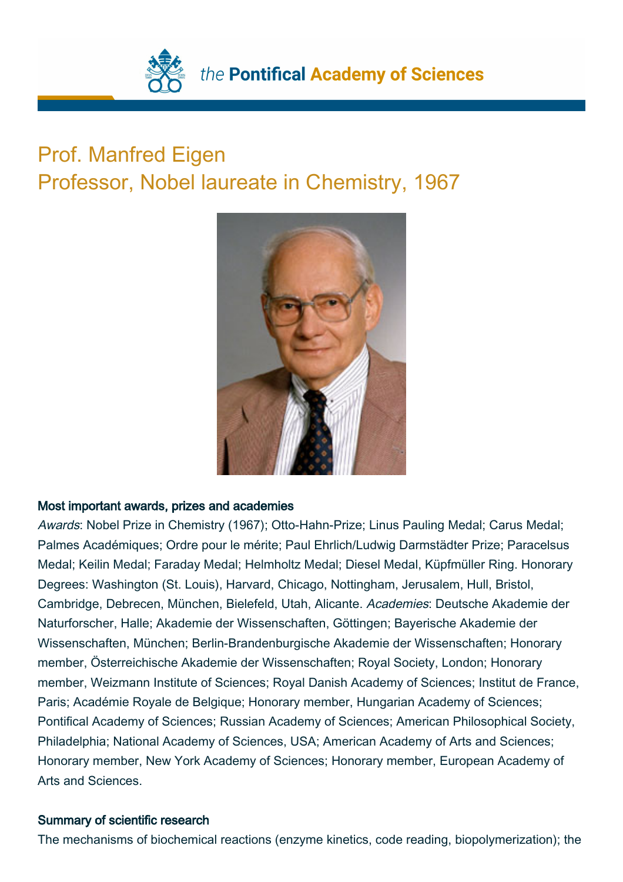the **Pontifical Academy of Sciences**

# Prof. Manfred Eigen
## Professor, Nobel laureate in Chemistry, 1967

### Most important awards, prizes and academies

*Awards*: Nobel Prize in Chemistry (1967); Otto-Hahn-Prize; Linus Pauling Medal; Carus Medal; Palmes Académiques; Ordre pour le mérite; Paul Ehrlich/Ludwig Darmstädter Prize; Paracelsus Medal; Keilin Medal; Faraday Medal; Helmholtz Medal; Diesel Medal, Küpfmüller Ring. Honorary Degrees: Washington (St. Louis), Harvard, Chicago, Nottingham, Jerusalem, Hull, Bristol, Cambridge, Debrecen, München, Bielefeld, Utah, Alicante. *Academies*: Deutsche Akademie der Naturforscher, Halle; Akademie der Wissenschaften, Göttingen; Bayerische Akademie der Wissenschaften, München; Berlin-Brandenburgische Akademie der Wissenschaften; Honorary member, Österreichische Akademie der Wissenschaften; Royal Society, London; Honorary member, Weizmann Institute of Sciences; Royal Danish Academy of Sciences; Institut de France, Paris; Académie Royale de Belgique; Honorary member, Hungarian Academy of Sciences; Pontifical Academy of Sciences; Russian Academy of Sciences; American Philosophical Society, Philadelphia; National Academy of Sciences, USA; American Academy of Arts and Sciences; Honorary member, New York Academy of Sciences; Honorary member, European Academy of Arts and Sciences.

### Summary of scientific research

The mechanisms of biochemical reactions (enzyme kinetics, code reading, biopolymerization); the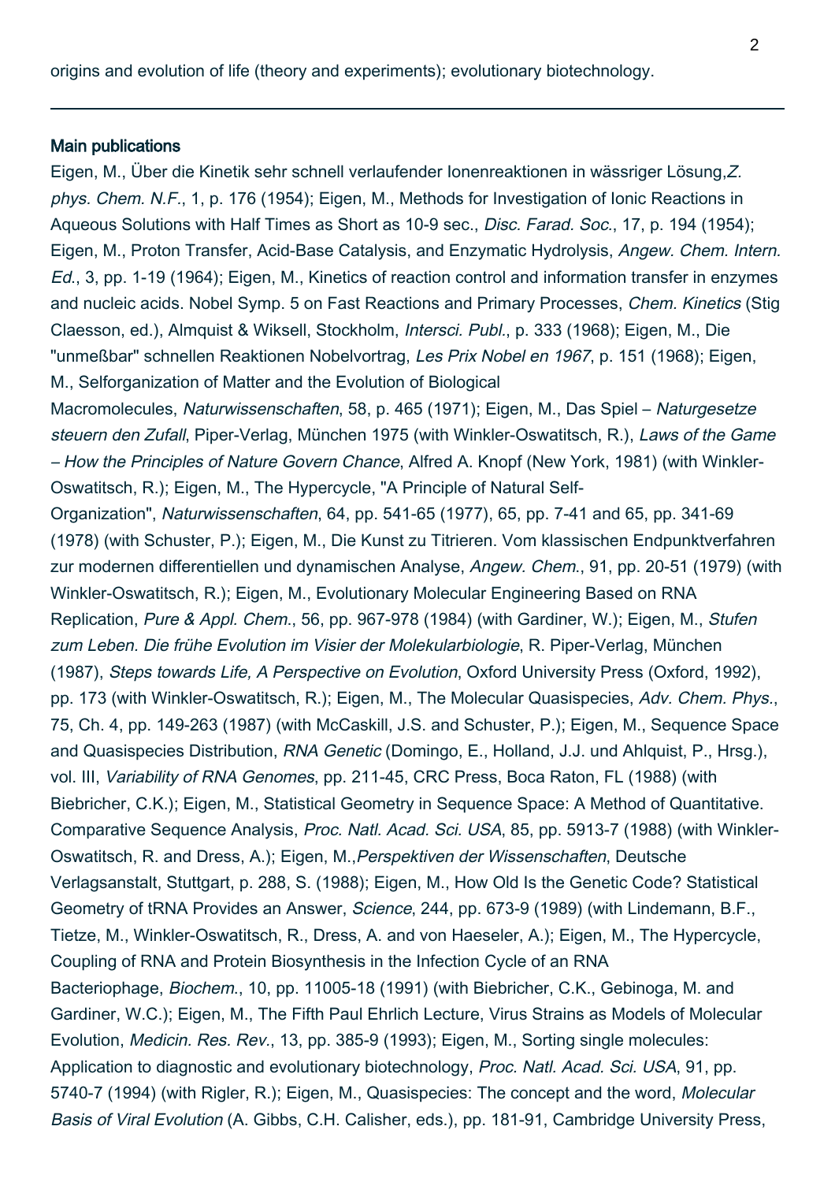origins and evolution of life (theory and experiments); evolutionary biotechnology.

---

**Main publications**

Eigen, M., Über die Kinetik sehr schnell verlaufender Ionenreaktionen in wässriger Lösung,*Z. phys. Chem. N.F.*, 1, p. 176 (1954); Eigen, M., Methods for Investigation of Ionic Reactions in Aqueous Solutions with Half Times as Short as 10-9 sec., *Disc. Farad. Soc.*, 17, p. 194 (1954); Eigen, M., Proton Transfer, Acid-Base Catalysis, and Enzymatic Hydrolysis, *Angew. Chem. Intern. Ed.*, 3, pp. 1-19 (1964); Eigen, M., Kinetics of reaction control and information transfer in enzymes and nucleic acids. Nobel Symp. 5 on Fast Reactions and Primary Processes, *Chem. Kinetics* (Stig Claesson, ed.), Almquist & Wiksell, Stockholm, *Intersci. Publ.*, p. 333 (1968); Eigen, M., Die "unmeßbar" schnellen Reaktionen Nobelvortrag, *Les Prix Nobel en 1967*, p. 151 (1968); Eigen, M., Selforganization of Matter and the Evolution of Biological Macromolecules, *Naturwissenschaften*, 58, p. 465 (1971); Eigen, M., Das Spiel – *Naturgesetze steuern den Zufall*, Piper-Verlag, München 1975 (with Winkler-Oswatitsch, R.), *Laws of the Game – How the Principles of Nature Govern Chance*, Alfred A. Knopf (New York, 1981) (with Winkler-Oswatitsch, R.); Eigen, M., The Hypercycle, "A Principle of Natural Self-Organization", *Naturwissenschaften*, 64, pp. 541-65 (1977), 65, pp. 7-41 and 65, pp. 341-69 (1978) (with Schuster, P.); Eigen, M., Die Kunst zu Titrieren. Vom klassischen Endpunktverfahren zur modernen differentiellen und dynamischen Analyse, *Angew. Chem.*, 91, pp. 20-51 (1979) (with Winkler-Oswatitsch, R.); Eigen, M., Evolutionary Molecular Engineering Based on RNA Replication, *Pure & Appl. Chem.*, 56, pp. 967-978 (1984) (with Gardiner, W.); Eigen, M., *Stufen zum Leben. Die frühe Evolution im Visier der Molekularbiologie*, R. Piper-Verlag, München (1987), *Steps towards Life, A Perspective on Evolution*, Oxford University Press (Oxford, 1992), pp. 173 (with Winkler-Oswatitsch, R.); Eigen, M., The Molecular Quasispecies, *Adv. Chem. Phys.*, 75, Ch. 4, pp. 149-263 (1987) (with McCaskill, J.S. and Schuster, P.); Eigen, M., Sequence Space and Quasispecies Distribution, *RNA Genetic* (Domingo, E., Holland, J.J. und Ahlquist, P., Hrsg.), vol. III, *Variability of RNA Genomes*, pp. 211-45, CRC Press, Boca Raton, FL (1988) (with Biebricher, C.K.); Eigen, M., Statistical Geometry in Sequence Space: A Method of Quantitative. Comparative Sequence Analysis, *Proc. Natl. Acad. Sci. USA*, 85, pp. 5913-7 (1988) (with Winkler-Oswatitsch, R. and Dress, A.); Eigen, M.,*Perspektiven der Wissenschaften*, Deutsche Verlagsanstalt, Stuttgart, p. 288, S. (1988); Eigen, M., How Old Is the Genetic Code? Statistical Geometry of tRNA Provides an Answer, *Science*, 244, pp. 673-9 (1989) (with Lindemann, B.F., Tietze, M., Winkler-Oswatitsch, R., Dress, A. and von Haeseler, A.); Eigen, M., The Hypercycle, Coupling of RNA and Protein Biosynthesis in the Infection Cycle of an RNA Bacteriophage, *Biochem.*, 10, pp. 11005-18 (1991) (with Biebricher, C.K., Gebinoga, M. and Gardiner, W.C.); Eigen, M., The Fifth Paul Ehrlich Lecture, Virus Strains as Models of Molecular Evolution, *Medicin. Res. Rev.*, 13, pp. 385-9 (1993); Eigen, M., Sorting single molecules: Application to diagnostic and evolutionary biotechnology, *Proc. Natl. Acad. Sci. USA*, 91, pp. 5740-7 (1994) (with Rigler, R.); Eigen, M., Quasispecies: The concept and the word, *Molecular Basis of Viral Evolution* (A. Gibbs, C.H. Calisher, eds.), pp. 181-91, Cambridge University Press,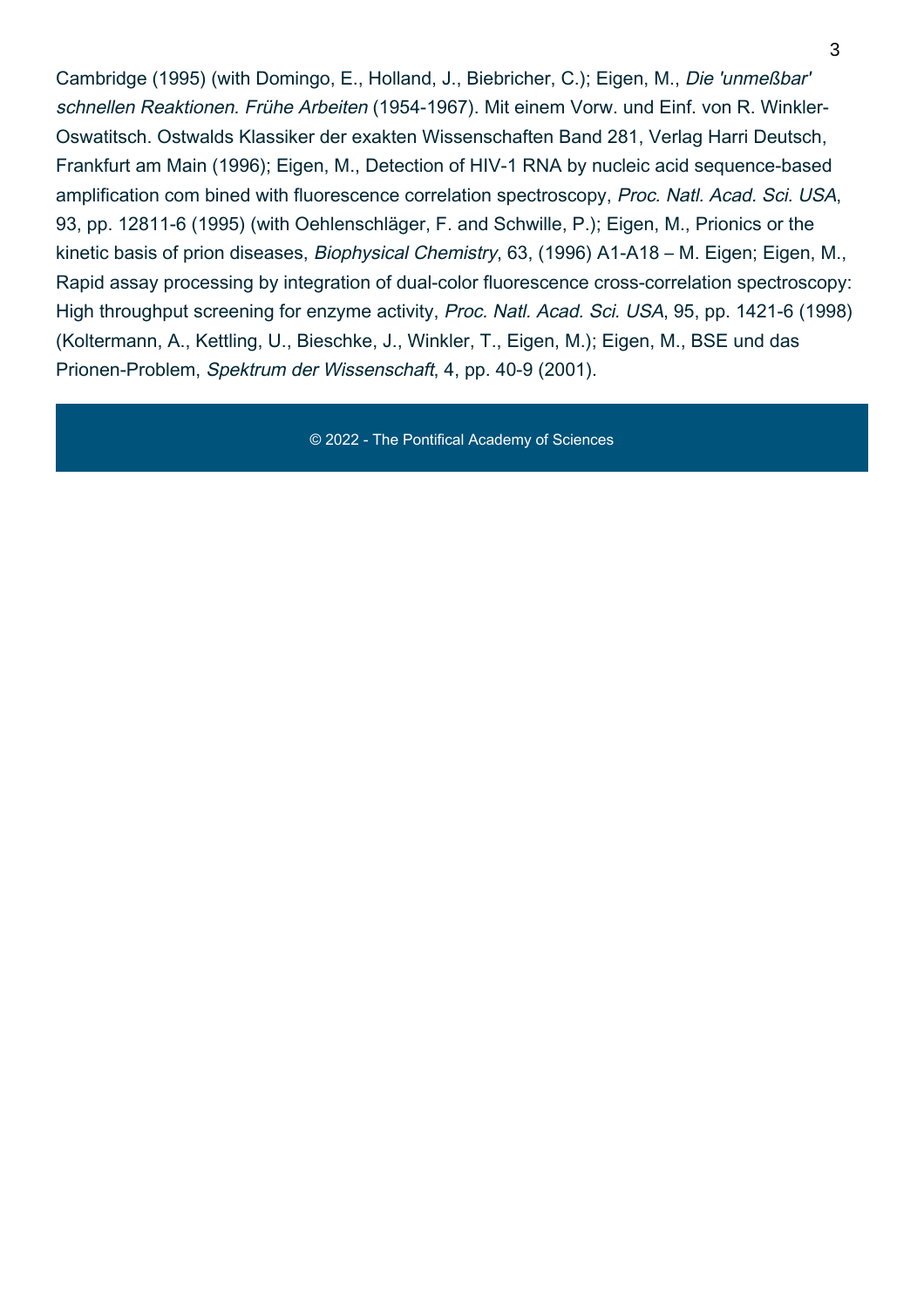Cambridge (1995) (with Domingo, E., Holland, J., Biebricher, C.); Eigen, M., *Die 'unmeßbar' schnellen Reaktionen. Frühe Arbeiten* (1954-1967). Mit einem Vorw. und Einf. von R. Winkler-Oswatitsch. Ostwalds Klassiker der exakten Wissenschaften Band 281, Verlag Harri Deutsch, Frankfurt am Main (1996); Eigen, M., Detection of HIV-1 RNA by nucleic acid sequence-based amplification com bined with fluorescence correlation spectroscopy, *Proc. Natl. Acad. Sci. USA*, 93, pp. 12811-6 (1995) (with Oehlenschläger, F. and Schwille, P.); Eigen, M., Prionics or the kinetic basis of prion diseases, *Biophysical Chemistry*, 63, (1996) A1-A18 – M. Eigen; Eigen, M., Rapid assay processing by integration of dual-color fluorescence cross-correlation spectroscopy: High throughput screening for enzyme activity, *Proc. Natl. Acad. Sci. USA*, 95, pp. 1421-6 (1998) (Koltermann, A., Kettling, U., Bieschke, J., Winkler, T., Eigen, M.); Eigen, M., BSE und das Prionen-Problem, *Spektrum der Wissenschaft*, 4, pp. 40-9 (2001).

© 2022 - The Pontifical Academy of Sciences